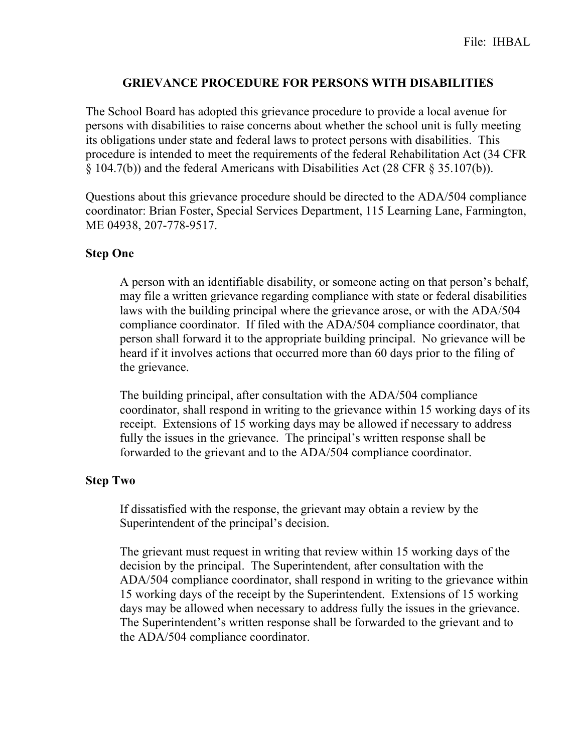File: IHBAL

# GRIEVANCE PROCEDURE FOR PERSONS WITH DISABILITIES

The School Board has adopted this grievance procedure to provide a local avenue for persons with disabilities to raise concerns about whether the school unit is fully meeting its obligations under state and federal laws to protect persons with disabilities. This procedure is intended to meet the requirements of the federal Rehabilitation Act (34 CFR § 104.7(b)) and the federal Americans with Disabilities Act (28 CFR § 35.107(b)).

Questions about this grievance procedure should be directed to the ADA/504 compliance coordinator: Brian Foster, Special Services Department, 115 Learning Lane, Farmington, ME 04938, 207-778-9517.

## Step One

A person with an identifiable disability, or someone acting on that person's behalf, may file a written grievance regarding compliance with state or federal disabilities laws with the building principal where the grievance arose, or with the ADA/504 compliance coordinator. If filed with the ADA/504 compliance coordinator, that person shall forward it to the appropriate building principal. No grievance will be heard if it involves actions that occurred more than 60 days prior to the filing of the grievance.

The building principal, after consultation with the ADA/504 compliance coordinator, shall respond in writing to the grievance within 15 working days of its receipt. Extensions of 15 working days may be allowed if necessary to address fully the issues in the grievance. The principal's written response shall be forwarded to the grievant and to the ADA/504 compliance coordinator.

## Step Two

If dissatisfied with the response, the grievant may obtain a review by the Superintendent of the principal's decision.

The grievant must request in writing that review within 15 working days of the decision by the principal. The Superintendent, after consultation with the ADA/504 compliance coordinator, shall respond in writing to the grievance within 15 working days of the receipt by the Superintendent. Extensions of 15 working days may be allowed when necessary to address fully the issues in the grievance. The Superintendent's written response shall be forwarded to the grievant and to the ADA/504 compliance coordinator.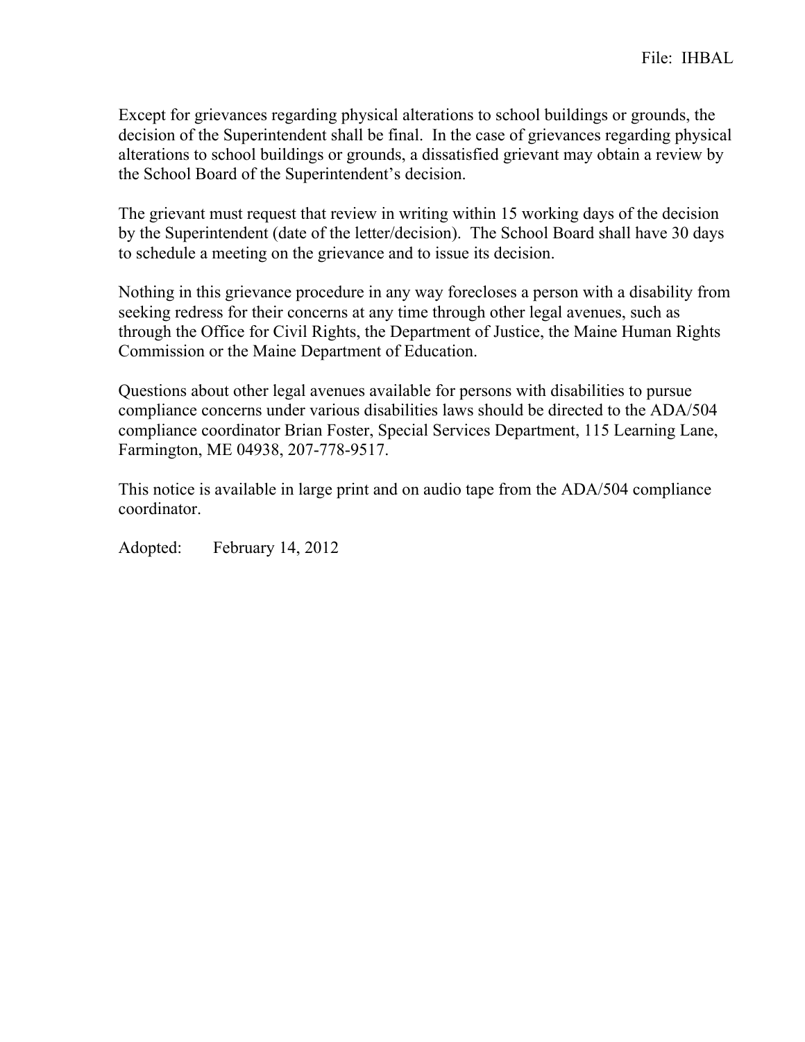Except for grievances regarding physical alterations to school buildings or grounds, the decision of the Superintendent shall be final. In the case of grievances regarding physical alterations to school buildings or grounds, a dissatisfied grievant may obtain a review by the School Board of the Superintendent's decision.

The grievant must request that review in writing within 15 working days of the decision by the Superintendent (date of the letter/decision). The School Board shall have 30 days to schedule a meeting on the grievance and to issue its decision.

Nothing in this grievance procedure in any way forecloses a person with a disability from seeking redress for their concerns at any time through other legal avenues, such as through the Office for Civil Rights, the Department of Justice, the Maine Human Rights Commission or the Maine Department of Education.

Questions about other legal avenues available for persons with disabilities to pursue compliance concerns under various disabilities laws should be directed to the ADA/504 compliance coordinator Brian Foster, Special Services Department, 115 Learning Lane, Farmington, ME 04938, 207-778-9517.

This notice is available in large print and on audio tape from the ADA/504 compliance coordinator.

Adopted: February 14, 2012